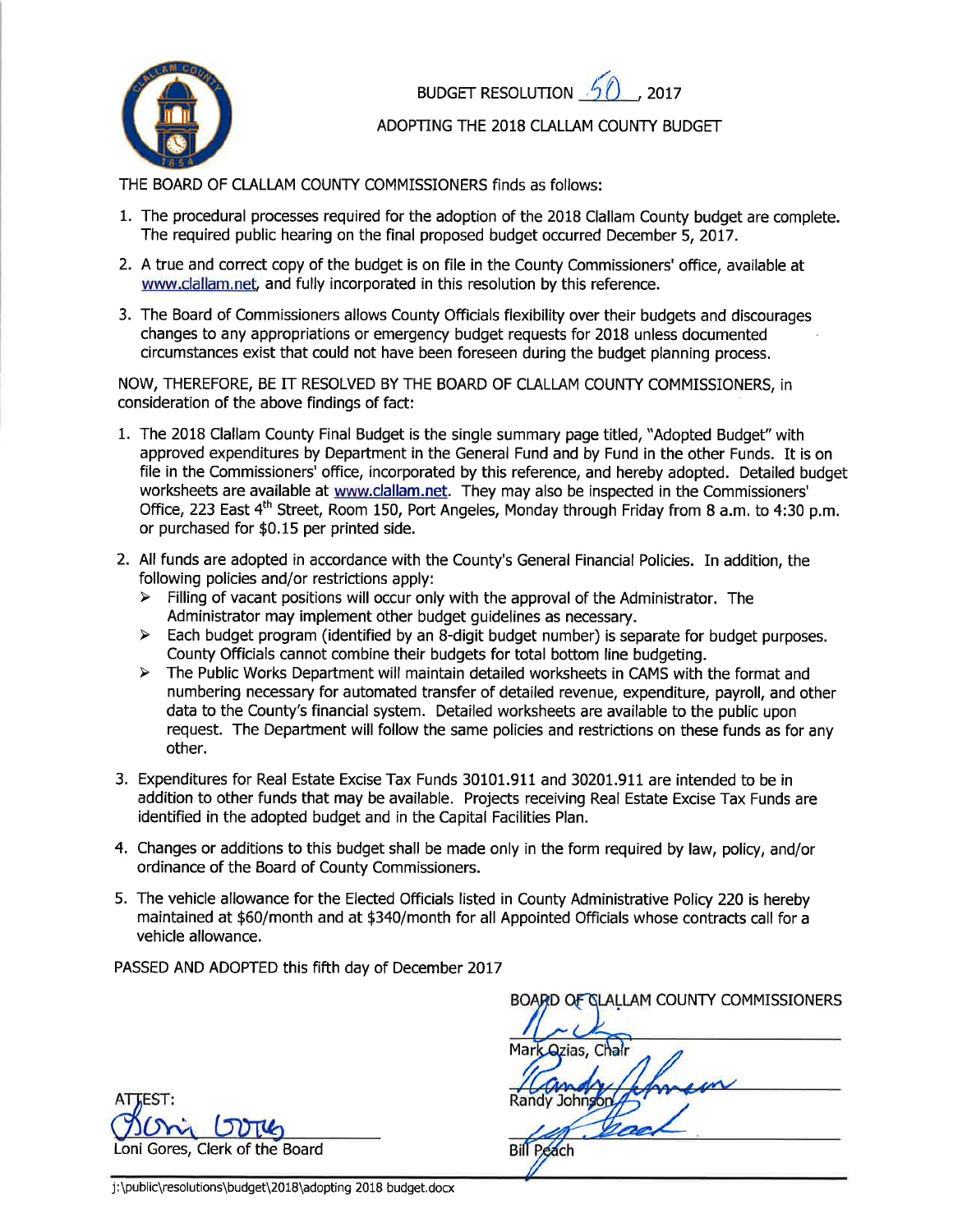BUDGET RESOLUTION 50, 2017

ADOPTING THE 2018 CLALLAM COUNTY BUDGET

THE BOARD OF CLALLAM COUNTY COMMISSIONERS finds as follows:

1. The procedural processes required for the adoption of the 2018 Clallam County budget are complete. The required public hearing on the final proposed budget occurred December 5, 2017.
2. A true and correct copy of the budget is on file in the County Commissioners' office, available at www.clallam.net, and fully incorporated in this resolution by this reference.
3. The Board of Commissioners allows County Officials flexibility over their budgets and discourages changes to any appropriations or emergency budget requests for 2018 unless documented circumstances exist that could not have been foreseen during the budget planning process.

NOW, THEREFORE, BE IT RESOLVED BY THE BOARD OF CLALLAM COUNTY COMMISSIONERS, in consideration of the above findings of fact:

1. The 2018 Clallam County Final Budget is the single summary page titled, "Adopted Budget" with approved expenditures by Department in the General Fund and by Fund in the other Funds. It is on file in the Commissioners' office, incorporated by this reference, and hereby adopted. Detailed budget worksheets are available at www.clallam.net. They may also be inspected in the Commissioners' Office, 223 East 4th Street, Room 150, Port Angeles, Monday through Friday from 8 a.m. to 4:30 p.m. or purchased for $0.15 per printed side.
2. All funds are adopted in accordance with the County's General Financial Policies. In addition, the following policies and/or restrictions apply:
   - Filling of vacant positions will occur only with the approval of the Administrator. The Administrator may implement other budget guidelines as necessary.
   - Each budget program (identified by an 8-digit budget number) is separate for budget purposes. County Officials cannot combine their budgets for total bottom line budgeting.
   - The Public Works Department will maintain detailed worksheets in CAMS with the format and numbering necessary for automated transfer of detailed revenue, expenditure, payroll, and other data to the County's financial system. Detailed worksheets are available to the public upon request. The Department will follow the same policies and restrictions on these funds as for any other.
3. Expenditures for Real Estate Excise Tax Funds 30101.911 and 30201.911 are intended to be in addition to other funds that may be available. Projects receiving Real Estate Excise Tax Funds are identified in the adopted budget and in the Capital Facilities Plan.
4. Changes or additions to this budget shall be made only in the form required by law, policy, and/or ordinance of the Board of County Commissioners.
5. The vehicle allowance for the Elected Officials listed in County Administrative Policy 220 is hereby maintained at $60/month and at $340/month for all Appointed Officials whose contracts call for a vehicle allowance.

PASSED AND ADOPTED this fifth day of December 2017

BOARD OF CLALLAM COUNTY COMMISSIONERS

Mark Ozias, Chair

Randy Johnson

Bill Peach

ATTEST:

Loni Gores, Clerk of the Board

j:\public\resolutions\budget\2018\adopting 2018 budget.docx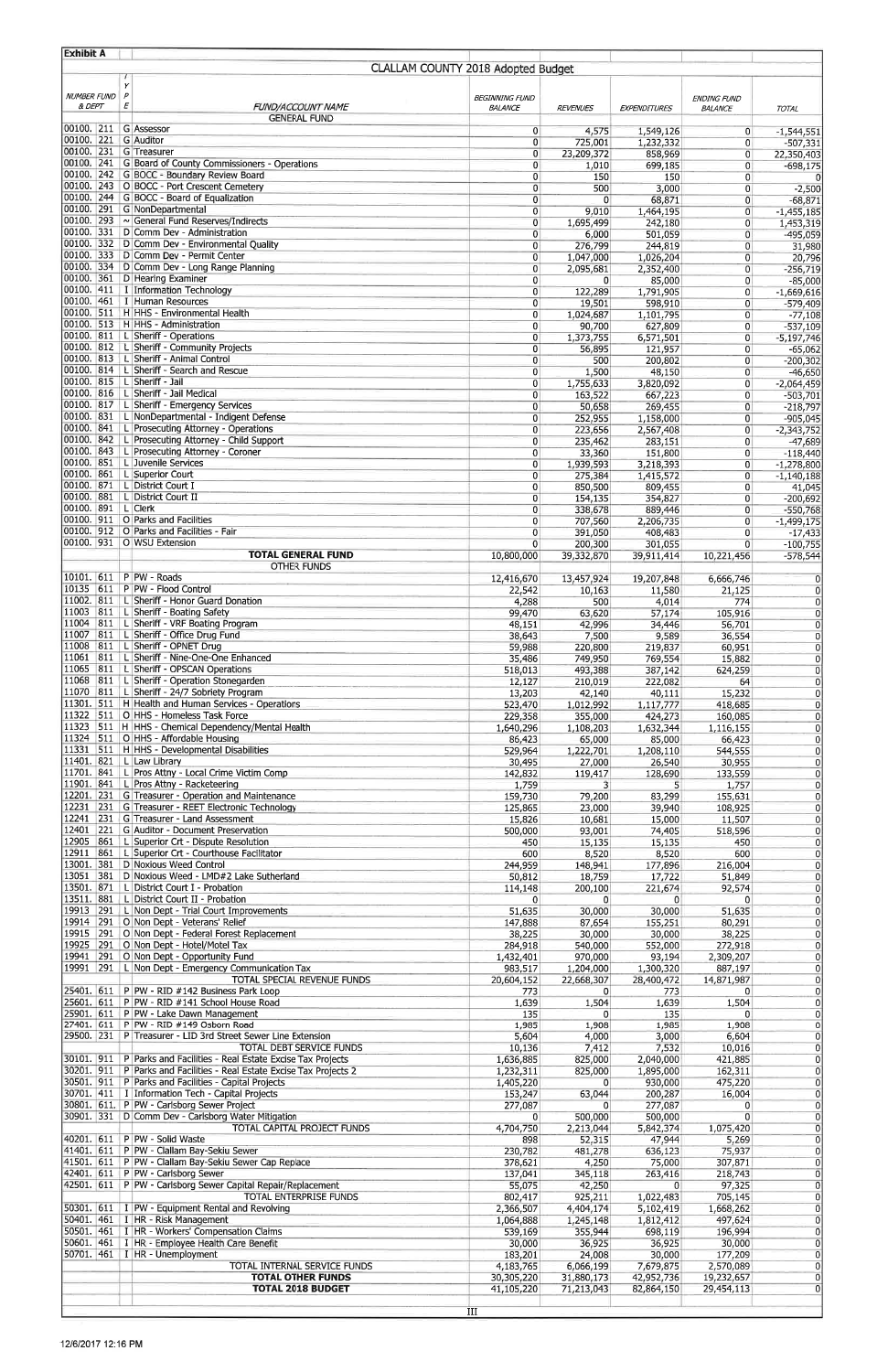**Exhibit A**

## CLALLAM COUNTY 2018 Adopted Budget

| NUMBER FUND | & DEPT | TYPE | FUND/ACCOUNT NAME | BEGINNING FUND BALANCE | REVENUES | EXPENDITURES | ENDING FUND BALANCE | TOTAL |
|---|---|---|---|---|---|---|---|---|
| | | | **GENERAL FUND** | | | | | |
| 00100. | 211 | G | Assessor | 0 | 4,575 | 1,549,126 | 0 | -1,544,551 |
| 00100. | 221 | G | Auditor | 0 | 725,001 | 1,232,332 | 0 | -507,331 |
| 00100. | 231 | G | Treasurer | 0 | 23,209,372 | 858,969 | 0 | 22,350,403 |
| 00100. | 241 | G | Board of County Commissioners - Operations | 0 | 1,010 | 699,185 | 0 | -698,175 |
| 00100. | 242 | G | BOCC - Boundary Review Board | 0 | 150 | 150 | 0 | 0 |
| 00100. | 243 | O | BOCC - Port Crescent Cemetery | 0 | 500 | 3,000 | 0 | -2,500 |
| 00100. | 244 | G | BOCC - Board of Equalization | 0 | 0 | 68,871 | 0 | -68,871 |
| 00100. | 291 | G | NonDepartmental | 0 | 9,010 | 1,464,195 | 0 | -1,455,185 |
| 00100. | 293 | ~ | General Fund Reserves/Indirects | 0 | 1,695,499 | 242,180 | 0 | 1,453,319 |
| 00100. | 331 | D | Comm Dev - Administration | 0 | 6,000 | 501,059 | 0 | -495,059 |
| 00100. | 332 | D | Comm Dev - Environmental Quality | 0 | 276,799 | 244,819 | 0 | 31,980 |
| 00100. | 333 | D | Comm Dev - Permit Center | 0 | 1,047,000 | 1,026,204 | 0 | 20,796 |
| 00100. | 334 | D | Comm Dev - Long Range Planning | 0 | 2,095,681 | 2,352,400 | 0 | -256,719 |
| 00100. | 361 | D | Hearing Examiner | 0 | 0 | 85,000 | 0 | -85,000 |
| 00100. | 411 | I | Information Technology | 0 | 122,289 | 1,791,905 | 0 | -1,669,616 |
| 00100. | 461 | I | Human Resources | 0 | 19,501 | 598,910 | 0 | -579,409 |
| 00100. | 511 | H | HHS - Environmental Health | 0 | 1,024,687 | 1,101,795 | 0 | -77,108 |
| 00100. | 513 | H | HHS - Administration | 0 | 90,700 | 627,809 | 0 | -537,109 |
| 00100. | 811 | L | Sheriff - Operations | 0 | 1,373,755 | 6,571,501 | 0 | -5,197,746 |
| 00100. | 812 | L | Sheriff - Community Projects | 0 | 56,895 | 121,957 | 0 | -65,062 |
| 00100. | 813 | L | Sheriff - Animal Control | 0 | 500 | 200,802 | 0 | -200,302 |
| 00100. | 814 | L | Sheriff - Search and Rescue | 0 | 1,500 | 48,150 | 0 | -46,650 |
| 00100. | 815 | L | Sheriff - Jail | 0 | 1,755,633 | 3,820,092 | 0 | -2,064,459 |
| 00100. | 816 | L | Sheriff - Jail Medical | 0 | 163,522 | 667,223 | 0 | -503,701 |
| 00100. | 817 | L | Sheriff - Emergency Services | 0 | 50,658 | 269,455 | 0 | -218,797 |
| 00100. | 831 | L | NonDepartmental - Indigent Defense | 0 | 252,955 | 1,158,000 | 0 | -905,045 |
| 00100. | 841 | L | Prosecuting Attorney - Operations | 0 | 223,656 | 2,567,408 | 0 | -2,343,752 |
| 00100. | 842 | L | Prosecuting Attorney - Child Support | 0 | 235,462 | 283,151 | 0 | -47,689 |
| 00100. | 843 | L | Prosecuting Attorney - Coroner | 0 | 33,360 | 151,800 | 0 | -118,440 |
| 00100. | 851 | L | Juvenile Services | 0 | 1,939,593 | 3,218,393 | 0 | -1,278,800 |
| 00100. | 861 | L | Superior Court | 0 | 275,384 | 1,415,572 | 0 | -1,140,188 |
| 00100. | 871 | L | District Court I | 0 | 850,500 | 809,455 | 0 | 41,045 |
| 00100. | 881 | L | District Court II | 0 | 154,135 | 354,827 | 0 | -200,692 |
| 00100. | 891 | L | Clerk | 0 | 338,678 | 889,446 | 0 | -550,768 |
| 00100. | 911 | O | Parks and Facilities | 0 | 707,560 | 2,206,735 | 0 | -1,499,175 |
| 00100. | 912 | O | Parks and Facilities - Fair | 0 | 391,050 | 408,483 | 0 | -17,433 |
| 00100. | 931 | O | WSU Extension | 0 | 200,300 | 301,055 | 0 | -100,755 |
| | | | **TOTAL GENERAL FUND** | 10,800,000 | 39,332,870 | 39,911,414 | 10,221,456 | -578,544 |
| | | | OTHER FUNDS | | | | | |
| 10101. | 611 | P | PW - Roads | 12,416,670 | 13,457,924 | 19,207,848 | 6,666,746 | 0 |
| 10135 | 611 | P | PW - Flood Control | 22,542 | 10,163 | 11,580 | 21,125 | 0 |
| 11002. | 811 | L | Sheriff - Honor Guard Donation | 4,288 | 500 | 4,014 | 774 | 0 |
| 11003 | 811 | L | Sheriff - Boating Safety | 99,470 | 63,620 | 57,174 | 105,916 | 0 |
| 11004 | 811 | L | Sheriff - VRF Boating Program | 48,151 | 42,996 | 34,446 | 56,701 | 0 |
| 11007 | 811 | L | Sheriff - Office Drug Fund | 38,643 | 7,500 | 9,589 | 36,554 | 0 |
| 11008 | 811 | L | Sheriff - OPNET Drug | 59,988 | 220,800 | 219,837 | 60,951 | 0 |
| 11061 | 811 | L | Sheriff - Nine-One-One Enhanced | 35,486 | 749,950 | 769,554 | 15,882 | 0 |
| 11065 | 811 | L | Sheriff - OPSCAN Operations | 518,013 | 493,388 | 387,142 | 624,259 | 0 |
| 11068 | 811 | L | Sheriff - Operation Stonegarden | 12,127 | 210,019 | 222,082 | 64 | 0 |
| 11070 | 811 | L | Sheriff - 24/7 Sobriety Program | 13,203 | 42,140 | 40,111 | 15,232 | 0 |
| 11301. | 511 | H | Health and Human Services - Operations | 523,470 | 1,012,992 | 1,117,777 | 418,685 | 0 |
| 11322 | 511 | O | HHS - Homeless Task Force | 229,358 | 355,000 | 424,273 | 160,085 | 0 |
| 11323 | 511 | H | HHS - Chemical Dependency/Mental Health | 1,640,296 | 1,108,203 | 1,632,344 | 1,116,155 | 0 |
| 11324 | 511 | O | HHS - Affordable Housing | 86,423 | 65,000 | 85,000 | 66,423 | 0 |
| 11331 | 511 | H | HHS - Developmental Disabilities | 529,964 | 1,222,701 | 1,208,110 | 544,555 | 0 |
| 11401. | 821 | L | Law Library | 30,495 | 27,000 | 26,540 | 30,955 | 0 |
| 11701. | 841 | L | Pros Attny - Local Crime Victim Comp | 142,832 | 119,417 | 128,690 | 133,559 | 0 |
| 11901. | 841 | L | Pros Attny - Racketeering | 1,759 | 3 | 5 | 1,757 | 0 |
| 12201. | 231 | G | Treasurer - Operation and Maintenance | 159,730 | 79,200 | 83,299 | 155,631 | 0 |
| 12231 | 231 | G | Treasurer - REET Electronic Technology | 125,865 | 23,000 | 39,940 | 108,925 | 0 |
| 12241 | 231 | G | Treasurer - Land Assessment | 15,826 | 10,681 | 15,000 | 11,507 | 0 |
| 12401 | 221 | G | Auditor - Document Preservation | 500,000 | 93,001 | 74,405 | 518,596 | 0 |
| 12905 | 861 | L | Superior Crt - Dispute Resolution | 450 | 15,135 | 15,135 | 450 | 0 |
| 12911 | 861 | L | Superior Crt - Courthouse Facilitator | 600 | 8,520 | 8,520 | 600 | 0 |
| 13001. | 381 | D | Noxious Weed Control | 244,959 | 148,941 | 177,896 | 216,004 | 0 |
| 13051 | 381 | D | Noxious Weed - LMD#2 Lake Sutherland | 50,812 | 18,759 | 17,722 | 51,849 | 0 |
| 13501. | 871 | L | District Court I - Probation | 114,148 | 200,100 | 221,674 | 92,574 | 0 |
| 13511. | 881 | L | District Court II - Probation | 0 | 0 | 0 | 0 | 0 |
| 19913 | 291 | L | Non Dept - Trial Court Improvements | 51,635 | 30,000 | 30,000 | 51,635 | 0 |
| 19914 | 291 | O | Non Dept - Veterans' Relief | 147,888 | 87,654 | 155,251 | 80,291 | 0 |
| 19915 | 291 | O | Non Dept - Federal Forest Replacement | 38,225 | 30,000 | 30,000 | 38,225 | 0 |
| 19925 | 291 | O | Non Dept - Hotel/Motel Tax | 284,918 | 540,000 | 552,000 | 272,918 | 0 |
| 19941 | 291 | O | Non Dept - Opportunity Fund | 1,432,401 | 970,000 | 93,194 | 2,309,207 | 0 |
| 19991 | 291 | L | Non Dept - Emergency Communication Tax | 983,517 | 1,204,000 | 1,300,320 | 887,197 | 0 |
| | | | TOTAL SPECIAL REVENUE FUNDS | 20,604,152 | 22,668,307 | 28,400,472 | 14,871,987 | 0 |
| 25401. | 611 | P | PW - RID #142 Business Park Loop | 773 | 0 | 773 | 0 | 0 |
| 25601. | 611 | P | PW - RID #141 School House Road | 1,639 | 1,504 | 1,639 | 1,504 | 0 |
| 25901. | 611 | P | PW - Lake Dawn Management | 135 | 0 | 135 | 0 | 0 |
| 27401. | 611 | P | PW - RID #149 Osborn Road | 1,985 | 1,908 | 1,985 | 1,908 | 0 |
| 29500. | 231 | P | Treasurer - LID 3rd Street Sewer Line Extension | 5,604 | 4,000 | 3,000 | 6,604 | 0 |
| | | | TOTAL DEBT SERVICE FUNDS | 10,136 | 7,412 | 7,532 | 10,016 | 0 |
| 30101. | 911 | P | Parks and Facilities - Real Estate Excise Tax Projects | 1,636,885 | 825,000 | 2,040,000 | 421,885 | 0 |
| 30201. | 911 | P | Parks and Facilities - Real Estate Excise Tax Projects 2 | 1,232,311 | 825,000 | 1,895,000 | 162,311 | 0 |
| 30501. | 911 | P | Parks and Facilities - Capital Projects | 1,405,220 | 0 | 930,000 | 475,220 | 0 |
| 30701. | 411 | I | Information Tech - Capital Projects | 153,247 | 63,044 | 200,287 | 16,004 | 0 |
| 30801. | 611 | P | PW - Carlsborg Sewer Project | 277,087 | 0 | 277,087 | 0 | 0 |
| 30901. | 331 | D | Comm Dev - Carlsborg Water Mitigation | 0 | 500,000 | 500,000 | 0 | 0 |
| | | | TOTAL CAPITAL PROJECT FUNDS | 4,704,750 | 2,213,044 | 5,842,374 | 1,075,420 | 0 |
| 40201. | 611 | P | PW - Solid Waste | 898 | 52,315 | 47,944 | 5,269 | 0 |
| 41401. | 611 | P | PW - Clallam Bay-Sekiu Sewer | 230,782 | 481,278 | 636,123 | 75,937 | 0 |
| 41501. | 611 | P | PW - Clallam Bay-Sekiu Sewer Cap Replace | 378,621 | 4,250 | 75,000 | 307,871 | 0 |
| 42401. | 611 | P | PW - Carlsborg Sewer | 137,041 | 345,118 | 263,416 | 218,743 | 0 |
| 42501. | 611 | P | PW - Carlsborg Sewer Capital Repair/Replacement | 55,075 | 42,250 | 0 | 97,325 | 0 |
| | | | TOTAL ENTERPRISE FUNDS | 802,417 | 925,211 | 1,022,483 | 705,145 | 0 |
| 50301. | 611 | I | PW - Equipment Rental and Revolving | 2,366,507 | 4,404,174 | 5,102,419 | 1,668,262 | 0 |
| 50401. | 461 | I | HR - Risk Management | 1,064,888 | 1,245,148 | 1,812,412 | 497,624 | 0 |
| 50501. | 461 | I | HR - Workers' Compensation Claims | 539,169 | 355,944 | 698,119 | 196,994 | 0 |
| 50601. | 461 | I | HR - Employee Health Care Benefit | 30,000 | 36,925 | 36,925 | 30,000 | 0 |
| 50701. | 461 | I | HR - Unemployment | 183,201 | 24,008 | 30,000 | 177,209 | 0 |
| | | | TOTAL INTERNAL SERVICE FUNDS | 4,183,765 | 6,066,199 | 7,679,875 | 2,570,089 | 0 |
| | | | **TOTAL OTHER FUNDS** | 30,305,220 | 31,880,173 | 42,952,736 | 19,232,657 | 0 |
| | | | **TOTAL 2018 BUDGET** | 41,105,220 | 71,213,043 | 82,864,150 | 29,454,113 | 0 |

III

12/6/2017 12:16 PM